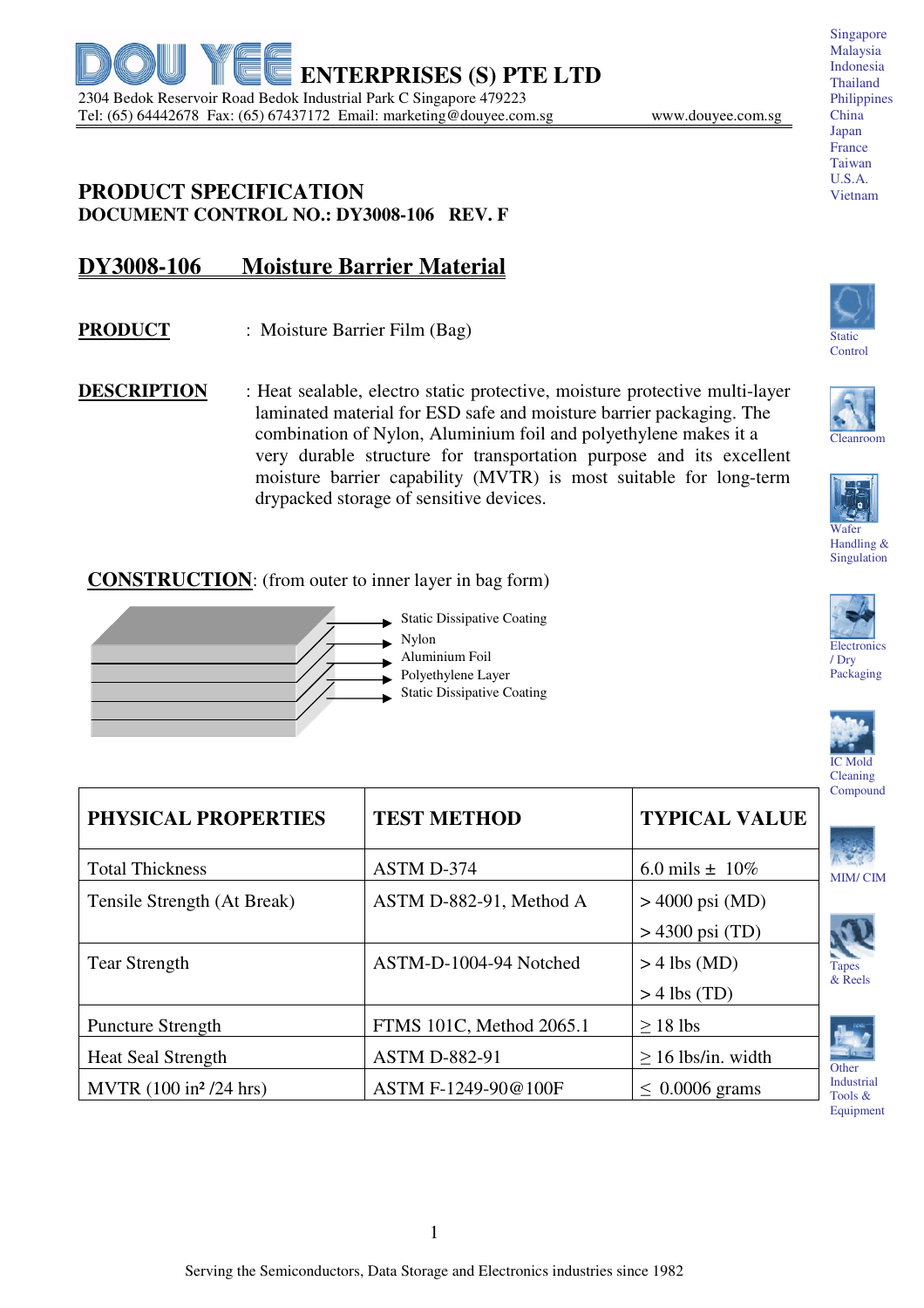# DOU YEE ENTERPRISES (S) PTE LTD

2304 Bedok Reservoir Road Bedok Industrial Park C Singapore 479223
Tel: (65) 64442678 Fax: (65) 67437172 Email: marketing@douyee.com.sg www.douyee.com.sg

Singapore
Malaysia
Indonesia
Thailand
Philippines
China
Japan
France
Taiwan
U.S.A.
Vietnam

## PRODUCT SPECIFICATION

**DOCUMENT CONTROL NO.: DY3008-106 REV. F**

## DY3008-106 Moisture Barrier Material

**PRODUCT** : Moisture Barrier Film (Bag)

**DESCRIPTION** : Heat sealable, electro static protective, moisture protective multi-layer laminated material for ESD safe and moisture barrier packaging. The combination of Nylon, Aluminium foil and polyethylene makes it a very durable structure for transportation purpose and its excellent moisture barrier capability (MVTR) is most suitable for long-term drypacked storage of sensitive devices.

**CONSTRUCTION**: (from outer to inner layer in bag form)

- Static Dissipative Coating
- Nylon
- Aluminium Foil
- Polyethylene Layer
- Static Dissipative Coating

| PHYSICAL PROPERTIES | TEST METHOD | TYPICAL VALUE |
|---|---|---|
| Total Thickness | ASTM D-374 | 6.0 mils ± 10% |
| Tensile Strength (At Break) | ASTM D-882-91, Method A | > 4000 psi (MD)<br>> 4300 psi (TD) |
| Tear Strength | ASTM-D-1004-94 Notched | > 4 lbs (MD)<br>> 4 lbs (TD) |
| Puncture Strength | FTMS 101C, Method 2065.1 | ≥ 18 lbs |
| Heat Seal Strength | ASTM D-882-91 | ≥ 16 lbs/in. width |
| MVTR (100 in² /24 hrs) | ASTM F-1249-90@100F | ≤ 0.0006 grams |

Static Control
Cleanroom
Wafer Handling & Singulation
Electronics / Dry Packaging
IC Mold Cleaning Compound
MIM/ CIM
Tapes & Reels
Other Industrial Tools & Equipment

Serving the Semiconductors, Data Storage and Electronics industries since 1982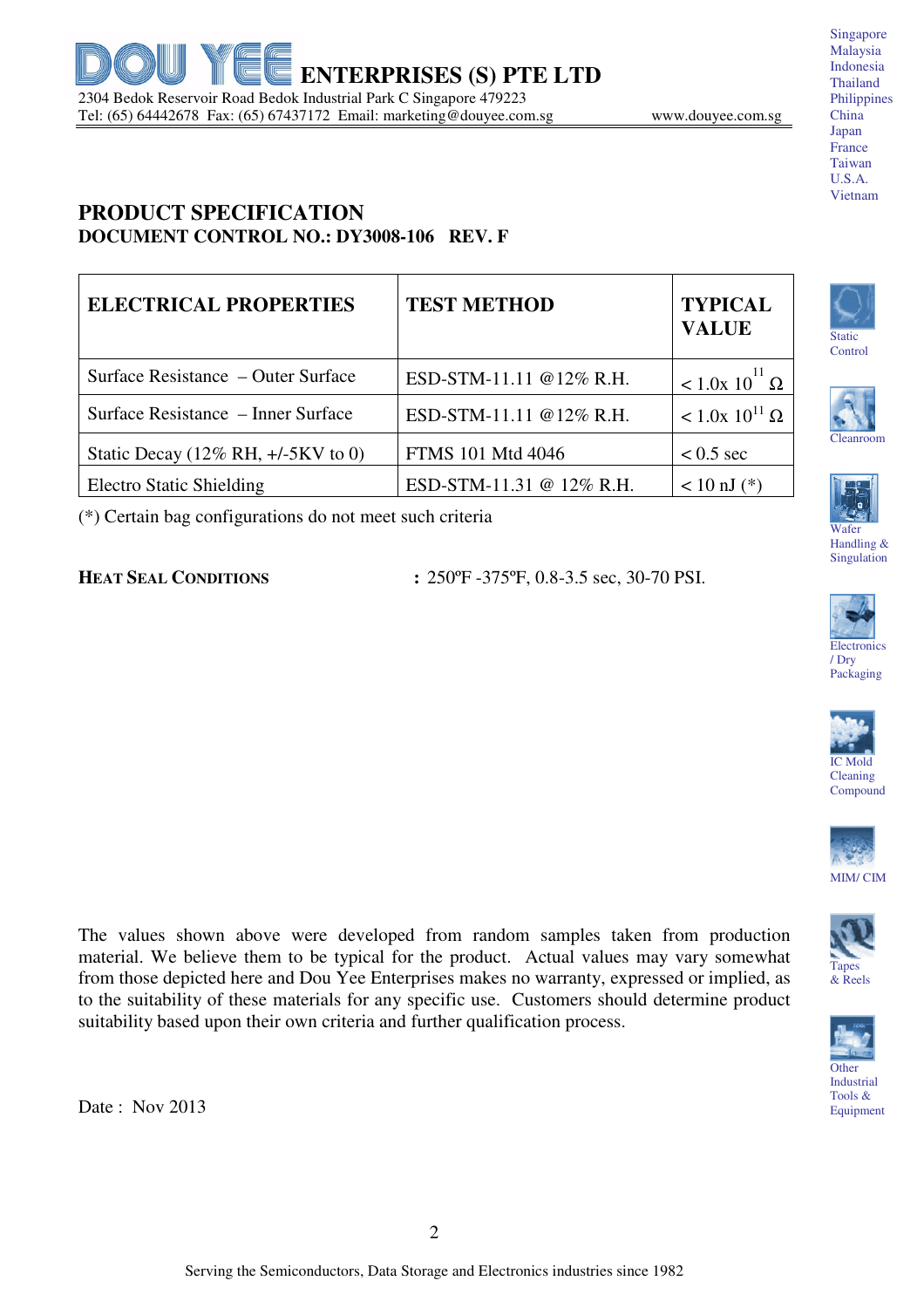# DOU YEE ENTERPRISES (S) PTE LTD

2304 Bedok Reservoir Road Bedok Industrial Park C Singapore 479223
Tel: (65) 64442678 Fax: (65) 67437172 Email: marketing@douyee.com.sg www.douyee.com.sg

Singapore
Malaysia
Indonesia
Thailand
Philippines
China
Japan
France
Taiwan
U.S.A.
Vietnam

## PRODUCT SPECIFICATION

**DOCUMENT CONTROL NO.: DY3008-106 REV. F**

| ELECTRICAL PROPERTIES | TEST METHOD | TYPICAL VALUE |
|---|---|---|
| Surface Resistance – Outer Surface | ESD-STM-11.11 @12% R.H. | < 1.0x $10^{11}$ Ω |
| Surface Resistance – Inner Surface | ESD-STM-11.11 @12% R.H. | < 1.0x $10^{11}$ Ω |
| Static Decay (12% RH, +/-5KV to 0) | FTMS 101 Mtd 4046 | < 0.5 sec |
| Electro Static Shielding | ESD-STM-11.31 @ 12% R.H. | < 10 nJ (*) |

(*) Certain bag configurations do not meet such criteria

**HEAT SEAL CONDITIONS** : 250ºF -375ºF, 0.8-3.5 sec, 30-70 PSI.

The values shown above were developed from random samples taken from production material. We believe them to be typical for the product. Actual values may vary somewhat from those depicted here and Dou Yee Enterprises makes no warranty, expressed or implied, as to the suitability of these materials for any specific use. Customers should determine product suitability based upon their own criteria and further qualification process.

Date : Nov 2013

Static Control
Cleanroom
Wafer Handling & Singulation
Electronics / Dry Packaging
IC Mold Cleaning Compound
MIM/ CIM
Tapes & Reels
Other Industrial Tools & Equipment

Serving the Semiconductors, Data Storage and Electronics industries since 1982